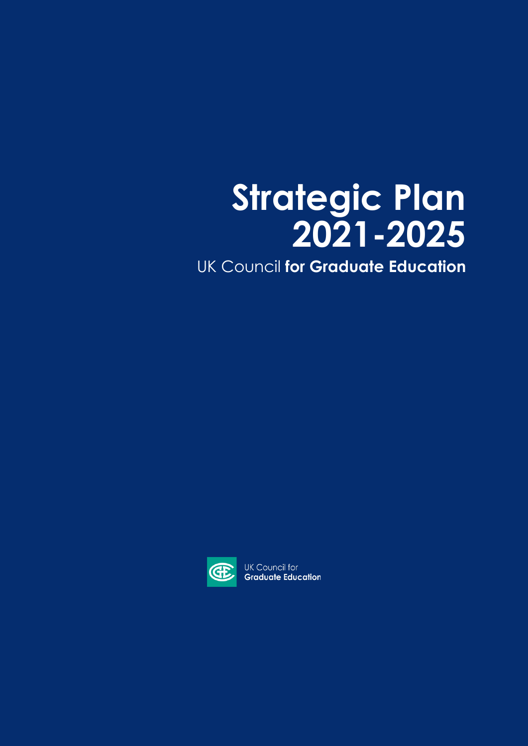# Strategic Plan 2021-2025

UK Council **for Graduate Education**

UK Council for
**Graduate Education**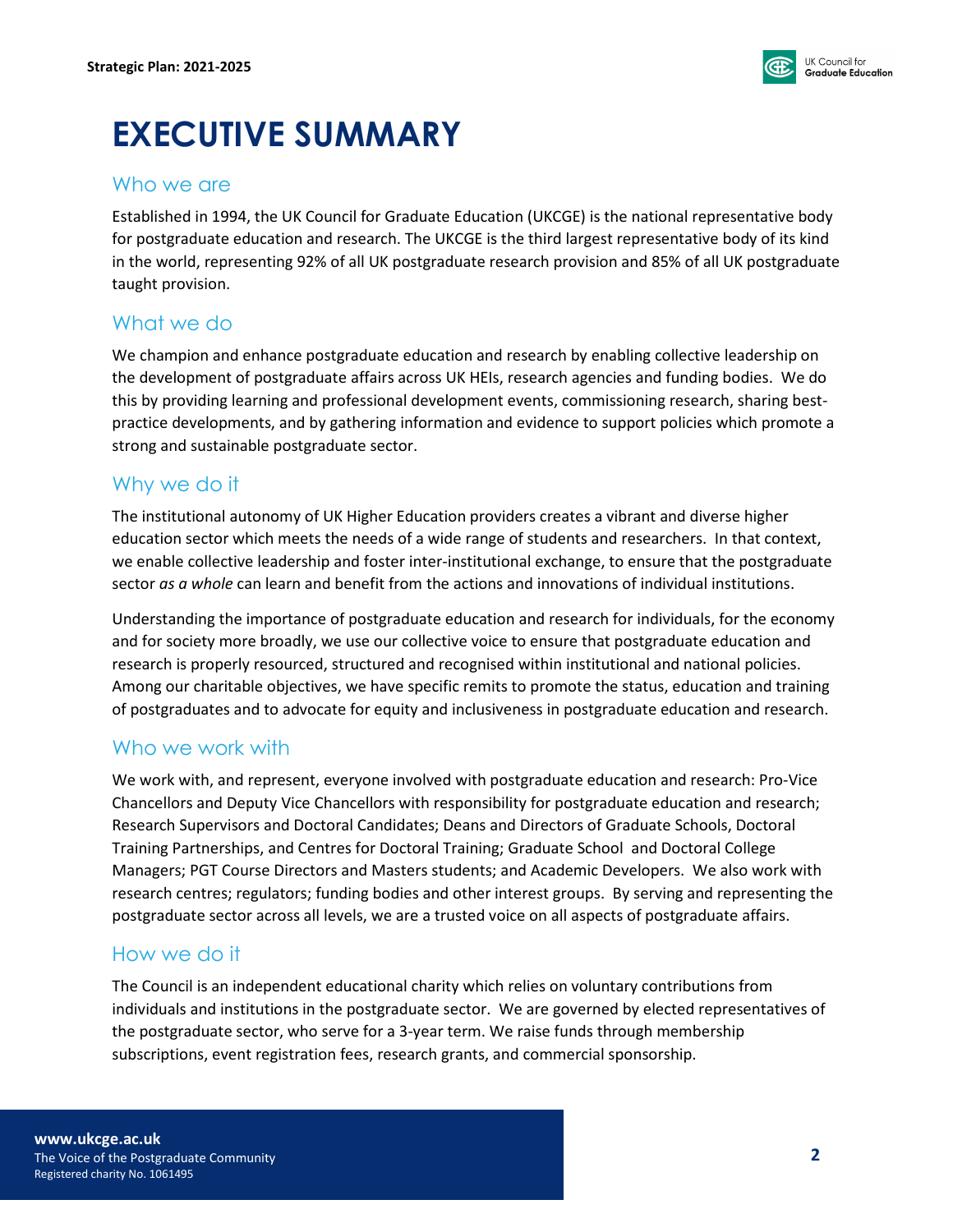# EXECUTIVE SUMMARY

## Who we are

Established in 1994, the UK Council for Graduate Education (UKCGE) is the national representative body for postgraduate education and research. The UKCGE is the third largest representative body of its kind in the world, representing 92% of all UK postgraduate research provision and 85% of all UK postgraduate taught provision.

## What we do

We champion and enhance postgraduate education and research by enabling collective leadership on the development of postgraduate affairs across UK HEIs, research agencies and funding bodies. We do this by providing learning and professional development events, commissioning research, sharing best-practice developments, and by gathering information and evidence to support policies which promote a strong and sustainable postgraduate sector.

## Why we do it

The institutional autonomy of UK Higher Education providers creates a vibrant and diverse higher education sector which meets the needs of a wide range of students and researchers. In that context, we enable collective leadership and foster inter-institutional exchange, to ensure that the postgraduate sector *as a whole* can learn and benefit from the actions and innovations of individual institutions.

Understanding the importance of postgraduate education and research for individuals, for the economy and for society more broadly, we use our collective voice to ensure that postgraduate education and research is properly resourced, structured and recognised within institutional and national policies. Among our charitable objectives, we have specific remits to promote the status, education and training of postgraduates and to advocate for equity and inclusiveness in postgraduate education and research.

## Who we work with

We work with, and represent, everyone involved with postgraduate education and research: Pro-Vice Chancellors and Deputy Vice Chancellors with responsibility for postgraduate education and research; Research Supervisors and Doctoral Candidates; Deans and Directors of Graduate Schools, Doctoral Training Partnerships, and Centres for Doctoral Training; Graduate School and Doctoral College Managers; PGT Course Directors and Masters students; and Academic Developers. We also work with research centres; regulators; funding bodies and other interest groups. By serving and representing the postgraduate sector across all levels, we are a trusted voice on all aspects of postgraduate affairs.

## How we do it

The Council is an independent educational charity which relies on voluntary contributions from individuals and institutions in the postgraduate sector. We are governed by elected representatives of the postgraduate sector, who serve for a 3-year term. We raise funds through membership subscriptions, event registration fees, research grants, and commercial sponsorship.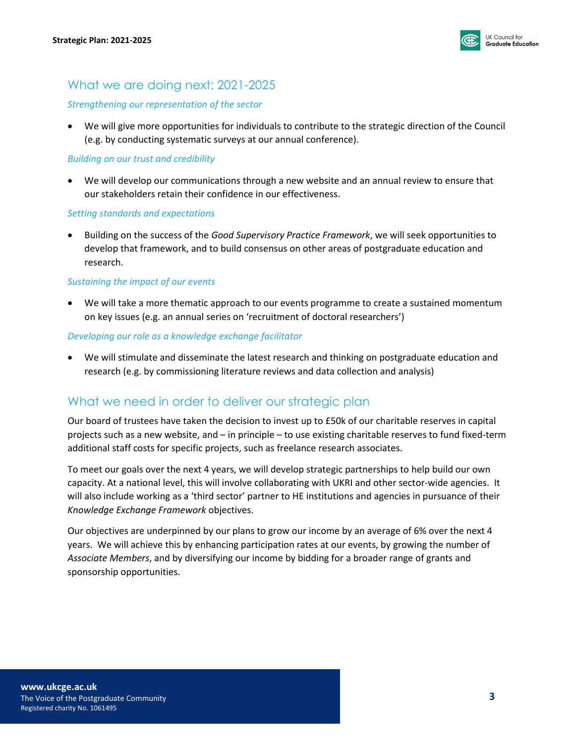## What we are doing next: 2021-2025

### *Strengthening our representation of the sector*

- We will give more opportunities for individuals to contribute to the strategic direction of the Council (e.g. by conducting systematic surveys at our annual conference).

### *Building on our trust and credibility*

- We will develop our communications through a new website and an annual review to ensure that our stakeholders retain their confidence in our effectiveness.

### *Setting standards and expectations*

- Building on the success of the *Good Supervisory Practice Framework*, we will seek opportunities to develop that framework, and to build consensus on other areas of postgraduate education and research.

### *Sustaining the impact of our events*

- We will take a more thematic approach to our events programme to create a sustained momentum on key issues (e.g. an annual series on 'recruitment of doctoral researchers')

### *Developing our role as a knowledge exchange facilitator*

- We will stimulate and disseminate the latest research and thinking on postgraduate education and research (e.g. by commissioning literature reviews and data collection and analysis)

## What we need in order to deliver our strategic plan

Our board of trustees have taken the decision to invest up to £50k of our charitable reserves in capital projects such as a new website, and – in principle – to use existing charitable reserves to fund fixed-term additional staff costs for specific projects, such as freelance research associates.

To meet our goals over the next 4 years, we will develop strategic partnerships to help build our own capacity. At a national level, this will involve collaborating with UKRI and other sector-wide agencies. It will also include working as a 'third sector' partner to HE institutions and agencies in pursuance of their *Knowledge Exchange Framework* objectives.

Our objectives are underpinned by our plans to grow our income by an average of 6% over the next 4 years. We will achieve this by enhancing participation rates at our events, by growing the number of *Associate Members*, and by diversifying our income by bidding for a broader range of grants and sponsorship opportunities.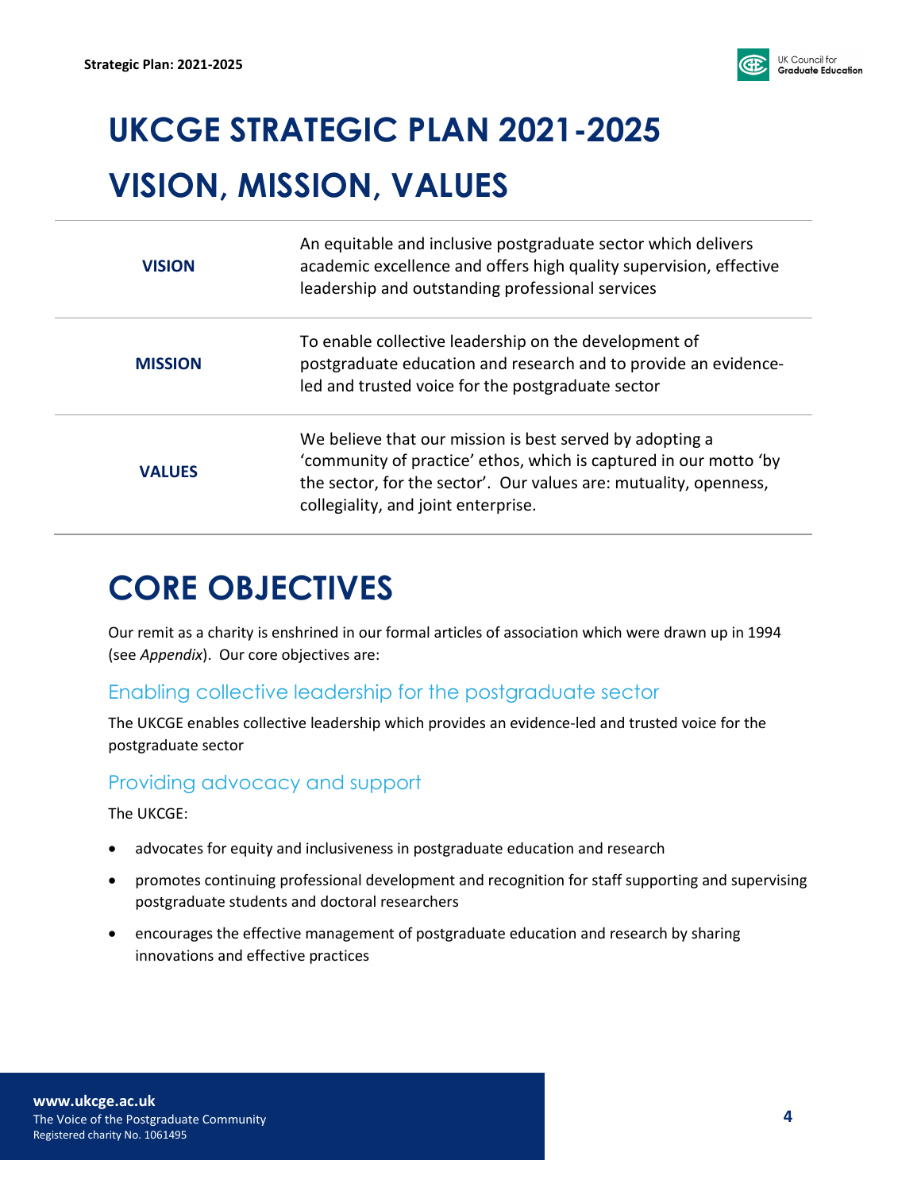# UKCGE STRATEGIC PLAN 2021-2025

# VISION, MISSION, VALUES

| | |
|---|---|
| **VISION** | An equitable and inclusive postgraduate sector which delivers academic excellence and offers high quality supervision, effective leadership and outstanding professional services |
| **MISSION** | To enable collective leadership on the development of postgraduate education and research and to provide an evidence-led and trusted voice for the postgraduate sector |
| **VALUES** | We believe that our mission is best served by adopting a 'community of practice' ethos, which is captured in our motto 'by the sector, for the sector'. Our values are: mutuality, openness, collegiality, and joint enterprise. |

# CORE OBJECTIVES

Our remit as a charity is enshrined in our formal articles of association which were drawn up in 1994 (see *Appendix*). Our core objectives are:

## Enabling collective leadership for the postgraduate sector

The UKCGE enables collective leadership which provides an evidence-led and trusted voice for the postgraduate sector

## Providing advocacy and support

The UKCGE:

- advocates for equity and inclusiveness in postgraduate education and research
- promotes continuing professional development and recognition for staff supporting and supervising postgraduate students and doctoral researchers
- encourages the effective management of postgraduate education and research by sharing innovations and effective practices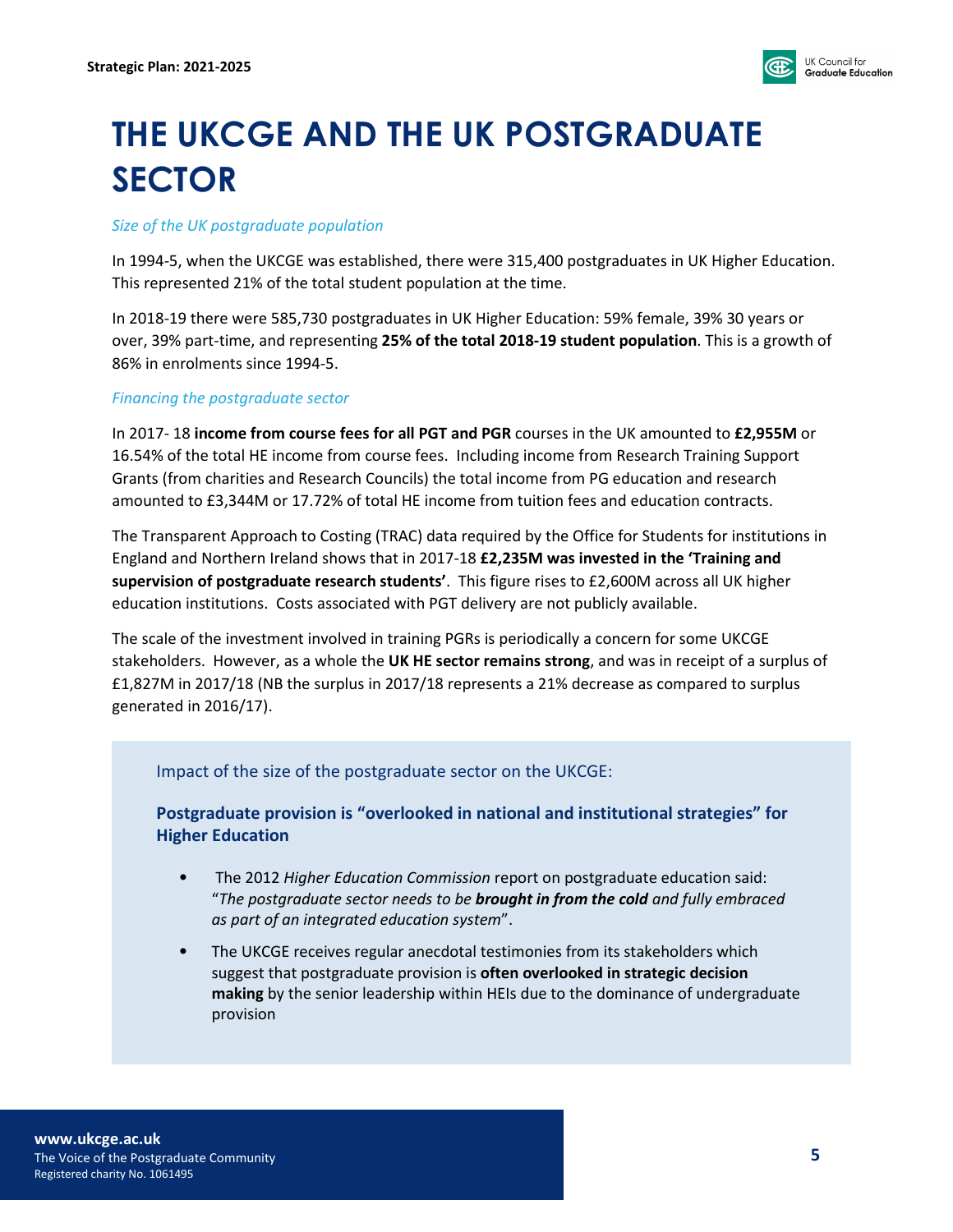# THE UKCGE AND THE UK POSTGRADUATE SECTOR

*Size of the UK postgraduate population*

In 1994-5, when the UKCGE was established, there were 315,400 postgraduates in UK Higher Education. This represented 21% of the total student population at the time.

In 2018-19 there were 585,730 postgraduates in UK Higher Education: 59% female, 39% 30 years or over, 39% part-time, and representing **25% of the total 2018-19 student population**. This is a growth of 86% in enrolments since 1994-5.

*Financing the postgraduate sector*

In 2017- 18 **income from course fees for all PGT and PGR** courses in the UK amounted to **£2,955M** or 16.54% of the total HE income from course fees. Including income from Research Training Support Grants (from charities and Research Councils) the total income from PG education and research amounted to £3,344M or 17.72% of total HE income from tuition fees and education contracts.

The Transparent Approach to Costing (TRAC) data required by the Office for Students for institutions in England and Northern Ireland shows that in 2017-18 **£2,235M was invested in the 'Training and supervision of postgraduate research students'**. This figure rises to £2,600M across all UK higher education institutions. Costs associated with PGT delivery are not publicly available.

The scale of the investment involved in training PGRs is periodically a concern for some UKCGE stakeholders. However, as a whole the **UK HE sector remains strong**, and was in receipt of a surplus of £1,827M in 2017/18 (NB the surplus in 2017/18 represents a 21% decrease as compared to surplus generated in 2016/17).

Impact of the size of the postgraduate sector on the UKCGE:

**Postgraduate provision is "overlooked in national and institutional strategies" for Higher Education**

- The 2012 *Higher Education Commission* report on postgraduate education said: "*The postgraduate sector needs to be **brought in from the cold** and fully embraced as part of an integrated education system*".
- The UKCGE receives regular anecdotal testimonies from its stakeholders which suggest that postgraduate provision is **often overlooked in strategic decision making** by the senior leadership within HEIs due to the dominance of undergraduate provision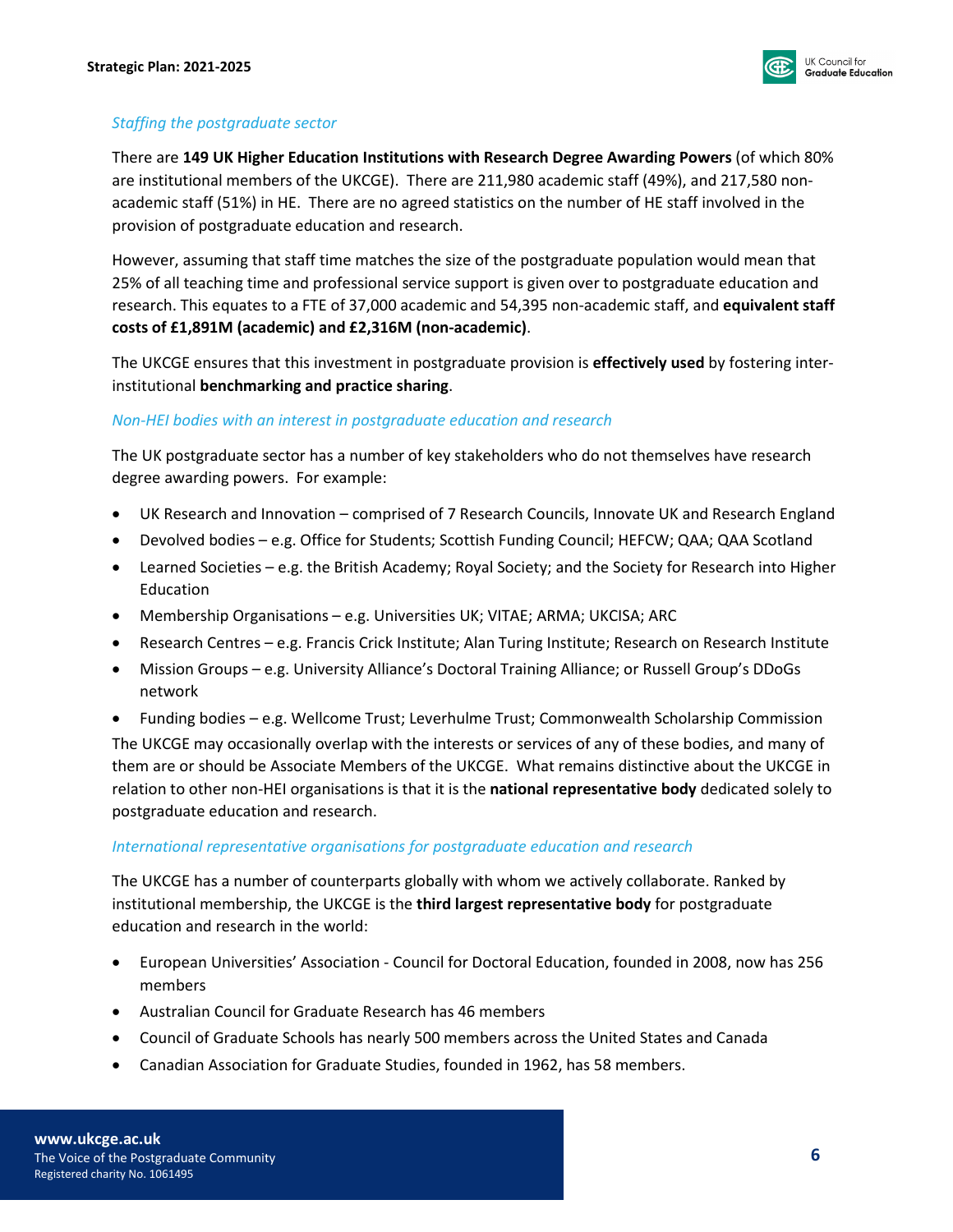*Staffing the postgraduate sector*

There are **149 UK Higher Education Institutions with Research Degree Awarding Powers** (of which 80% are institutional members of the UKCGE). There are 211,980 academic staff (49%), and 217,580 non-academic staff (51%) in HE. There are no agreed statistics on the number of HE staff involved in the provision of postgraduate education and research.

However, assuming that staff time matches the size of the postgraduate population would mean that 25% of all teaching time and professional service support is given over to postgraduate education and research. This equates to a FTE of 37,000 academic and 54,395 non-academic staff, and **equivalent staff costs of £1,891M (academic) and £2,316M (non-academic)**.

The UKCGE ensures that this investment in postgraduate provision is **effectively used** by fostering inter-institutional **benchmarking and practice sharing**.

*Non-HEI bodies with an interest in postgraduate education and research*

The UK postgraduate sector has a number of key stakeholders who do not themselves have research degree awarding powers. For example:

- UK Research and Innovation – comprised of 7 Research Councils, Innovate UK and Research England
- Devolved bodies – e.g. Office for Students; Scottish Funding Council; HEFCW; QAA; QAA Scotland
- Learned Societies – e.g. the British Academy; Royal Society; and the Society for Research into Higher Education
- Membership Organisations – e.g. Universities UK; VITAE; ARMA; UKCISA; ARC
- Research Centres – e.g. Francis Crick Institute; Alan Turing Institute; Research on Research Institute
- Mission Groups – e.g. University Alliance's Doctoral Training Alliance; or Russell Group's DDoGs network
- Funding bodies – e.g. Wellcome Trust; Leverhulme Trust; Commonwealth Scholarship Commission

The UKCGE may occasionally overlap with the interests or services of any of these bodies, and many of them are or should be Associate Members of the UKCGE. What remains distinctive about the UKCGE in relation to other non-HEI organisations is that it is the **national representative body** dedicated solely to postgraduate education and research.

*International representative organisations for postgraduate education and research*

The UKCGE has a number of counterparts globally with whom we actively collaborate. Ranked by institutional membership, the UKCGE is the **third largest representative body** for postgraduate education and research in the world:

- European Universities' Association - Council for Doctoral Education, founded in 2008, now has 256 members
- Australian Council for Graduate Research has 46 members
- Council of Graduate Schools has nearly 500 members across the United States and Canada
- Canadian Association for Graduate Studies, founded in 1962, has 58 members.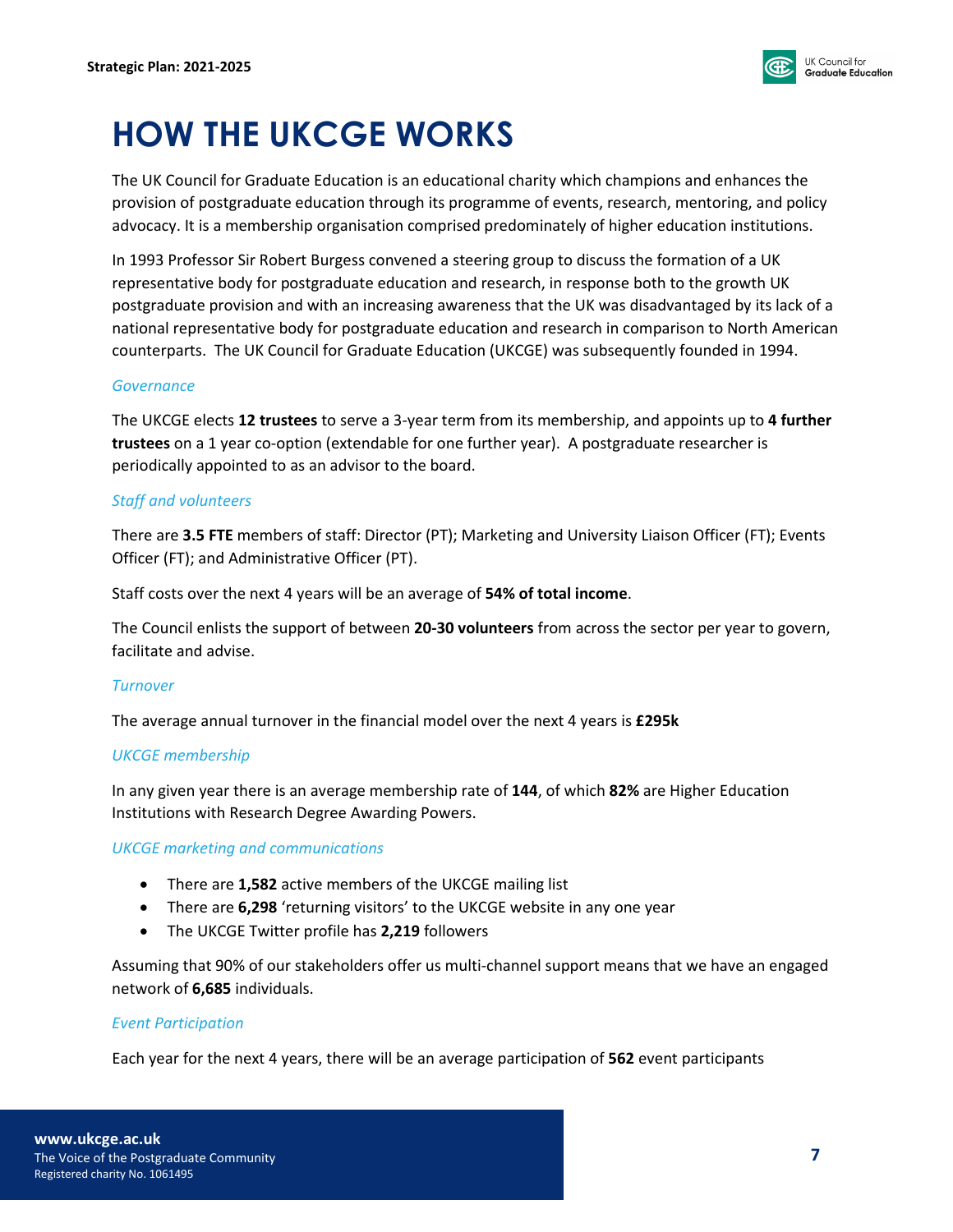# HOW THE UKCGE WORKS

The UK Council for Graduate Education is an educational charity which champions and enhances the provision of postgraduate education through its programme of events, research, mentoring, and policy advocacy. It is a membership organisation comprised predominately of higher education institutions.

In 1993 Professor Sir Robert Burgess convened a steering group to discuss the formation of a UK representative body for postgraduate education and research, in response both to the growth UK postgraduate provision and with an increasing awareness that the UK was disadvantaged by its lack of a national representative body for postgraduate education and research in comparison to North American counterparts. The UK Council for Graduate Education (UKCGE) was subsequently founded in 1994.

*Governance*

The UKCGE elects **12 trustees** to serve a 3-year term from its membership, and appoints up to **4 further trustees** on a 1 year co-option (extendable for one further year). A postgraduate researcher is periodically appointed to as an advisor to the board.

*Staff and volunteers*

There are **3.5 FTE** members of staff: Director (PT); Marketing and University Liaison Officer (FT); Events Officer (FT); and Administrative Officer (PT).

Staff costs over the next 4 years will be an average of **54% of total income**.

The Council enlists the support of between **20-30 volunteers** from across the sector per year to govern, facilitate and advise.

*Turnover*

The average annual turnover in the financial model over the next 4 years is **£295k**

*UKCGE membership*

In any given year there is an average membership rate of **144**, of which **82%** are Higher Education Institutions with Research Degree Awarding Powers.

*UKCGE marketing and communications*

- There are **1,582** active members of the UKCGE mailing list
- There are **6,298** 'returning visitors' to the UKCGE website in any one year
- The UKCGE Twitter profile has **2,219** followers

Assuming that 90% of our stakeholders offer us multi-channel support means that we have an engaged network of **6,685** individuals.

*Event Participation*

Each year for the next 4 years, there will be an average participation of **562** event participants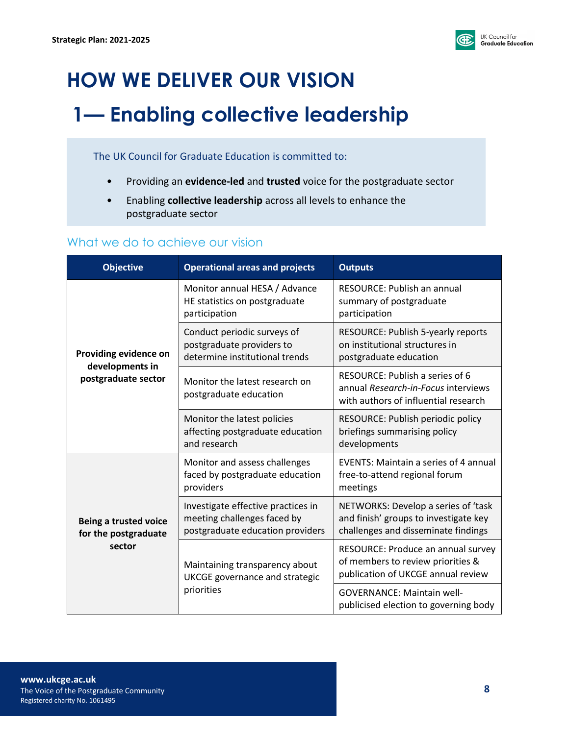# HOW WE DELIVER OUR VISION

## 1— Enabling collective leadership

The UK Council for Graduate Education is committed to:

- Providing an **evidence-led** and **trusted** voice for the postgraduate sector
- Enabling **collective leadership** across all levels to enhance the postgraduate sector

### What we do to achieve our vision

| Objective | Operational areas and projects | Outputs |
|---|---|---|
| **Providing evidence on developments in postgraduate sector** | Monitor annual HESA / Advance HE statistics on postgraduate participation | RESOURCE: Publish an annual summary of postgraduate participation |
| | Conduct periodic surveys of postgraduate providers to determine institutional trends | RESOURCE: Publish 5-yearly reports on institutional structures in postgraduate education |
| | Monitor the latest research on postgraduate education | RESOURCE: Publish a series of 6 annual *Research-in-Focus* interviews with authors of influential research |
| | Monitor the latest policies affecting postgraduate education and research | RESOURCE: Publish periodic policy briefings summarising policy developments |
| **Being a trusted voice for the postgraduate sector** | Monitor and assess challenges faced by postgraduate education providers | EVENTS: Maintain a series of 4 annual free-to-attend regional forum meetings |
| | Investigate effective practices in meeting challenges faced by postgraduate education providers | NETWORKS: Develop a series of 'task and finish' groups to investigate key challenges and disseminate findings |
| | Maintaining transparency about UKCGE governance and strategic priorities | RESOURCE: Produce an annual survey of members to review priorities & publication of UKCGE annual review |
| | | GOVERNANCE: Maintain well-publicised election to governing body |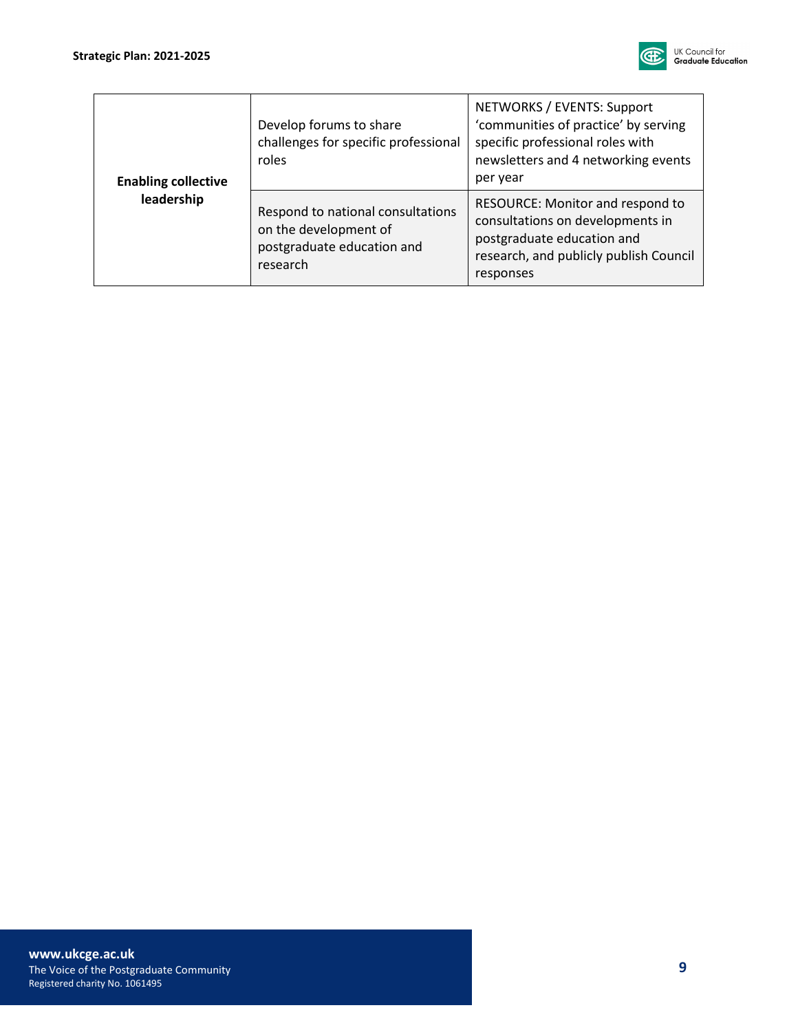| | | |
|---|---|---|
| **Enabling collective leadership** | Develop forums to share challenges for specific professional roles | NETWORKS / EVENTS: Support 'communities of practice' by serving specific professional roles with newsletters and 4 networking events per year |
| | Respond to national consultations on the development of postgraduate education and research | RESOURCE: Monitor and respond to consultations on developments in postgraduate education and research, and publicly publish Council responses |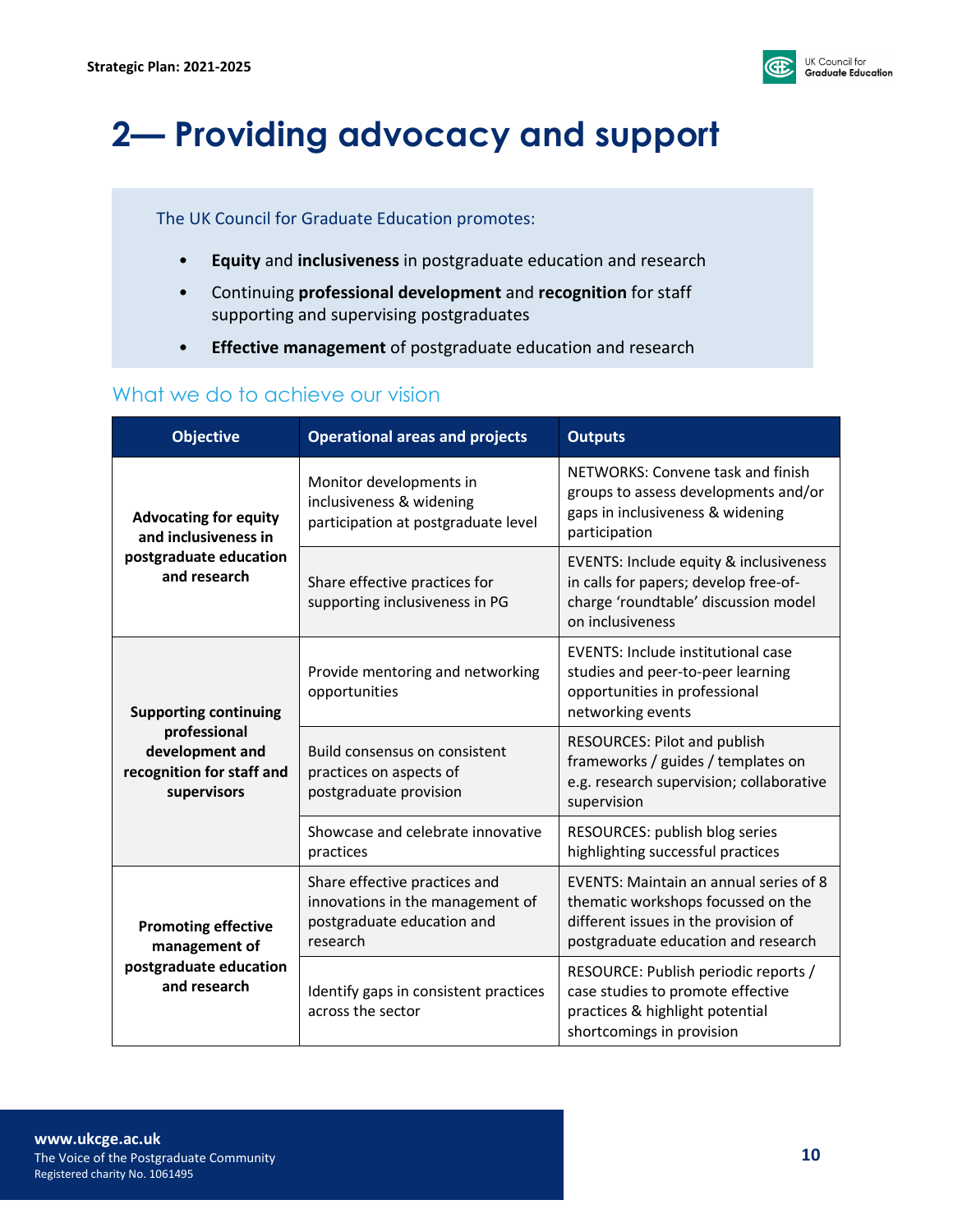# 2— Providing advocacy and support

The UK Council for Graduate Education promotes:

- **Equity** and **inclusiveness** in postgraduate education and research
- Continuing **professional development** and **recognition** for staff supporting and supervising postgraduates
- **Effective management** of postgraduate education and research

## What we do to achieve our vision

| Objective | Operational areas and projects | Outputs |
|---|---|---|
| **Advocating for equity and inclusiveness in postgraduate education and research** | Monitor developments in inclusiveness & widening participation at postgraduate level | NETWORKS: Convene task and finish groups to assess developments and/or gaps in inclusiveness & widening participation |
| | Share effective practices for supporting inclusiveness in PG | EVENTS: Include equity & inclusiveness in calls for papers; develop free-of-charge 'roundtable' discussion model on inclusiveness |
| **Supporting continuing professional development and recognition for staff and supervisors** | Provide mentoring and networking opportunities | EVENTS: Include institutional case studies and peer-to-peer learning opportunities in professional networking events |
| | Build consensus on consistent practices on aspects of postgraduate provision | RESOURCES: Pilot and publish frameworks / guides / templates on e.g. research supervision; collaborative supervision |
| | Showcase and celebrate innovative practices | RESOURCES: publish blog series highlighting successful practices |
| **Promoting effective management of postgraduate education and research** | Share effective practices and innovations in the management of postgraduate education and research | EVENTS: Maintain an annual series of 8 thematic workshops focussed on the different issues in the provision of postgraduate education and research |
| | Identify gaps in consistent practices across the sector | RESOURCE: Publish periodic reports / case studies to promote effective practices & highlight potential shortcomings in provision |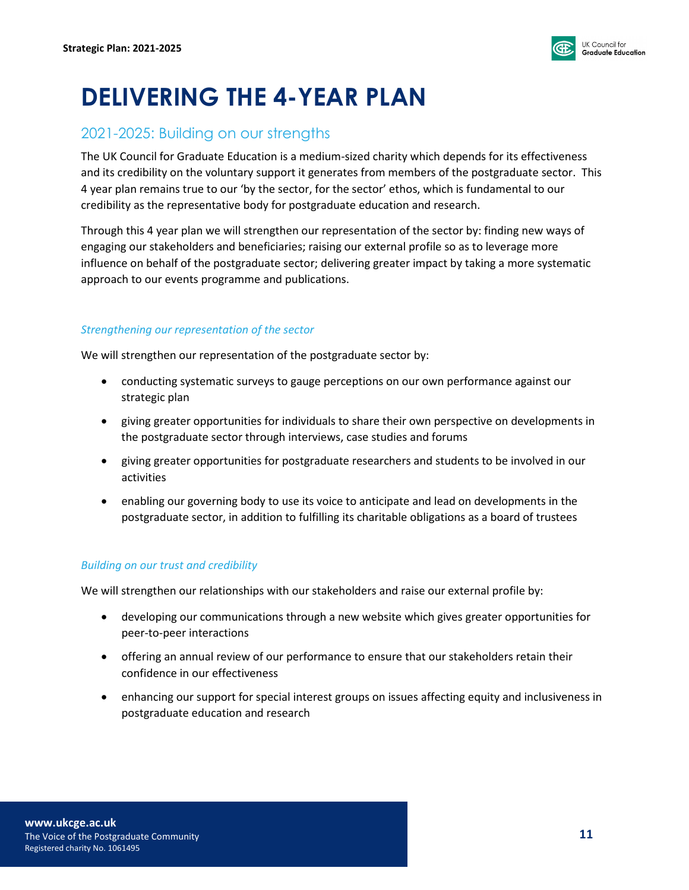# DELIVERING THE 4-YEAR PLAN

## 2021-2025: Building on our strengths

The UK Council for Graduate Education is a medium-sized charity which depends for its effectiveness and its credibility on the voluntary support it generates from members of the postgraduate sector. This 4 year plan remains true to our 'by the sector, for the sector' ethos, which is fundamental to our credibility as the representative body for postgraduate education and research.

Through this 4 year plan we will strengthen our representation of the sector by: finding new ways of engaging our stakeholders and beneficiaries; raising our external profile so as to leverage more influence on behalf of the postgraduate sector; delivering greater impact by taking a more systematic approach to our events programme and publications.

### *Strengthening our representation of the sector*

We will strengthen our representation of the postgraduate sector by:

- conducting systematic surveys to gauge perceptions on our own performance against our strategic plan
- giving greater opportunities for individuals to share their own perspective on developments in the postgraduate sector through interviews, case studies and forums
- giving greater opportunities for postgraduate researchers and students to be involved in our activities
- enabling our governing body to use its voice to anticipate and lead on developments in the postgraduate sector, in addition to fulfilling its charitable obligations as a board of trustees

### *Building on our trust and credibility*

We will strengthen our relationships with our stakeholders and raise our external profile by:

- developing our communications through a new website which gives greater opportunities for peer-to-peer interactions
- offering an annual review of our performance to ensure that our stakeholders retain their confidence in our effectiveness
- enhancing our support for special interest groups on issues affecting equity and inclusiveness in postgraduate education and research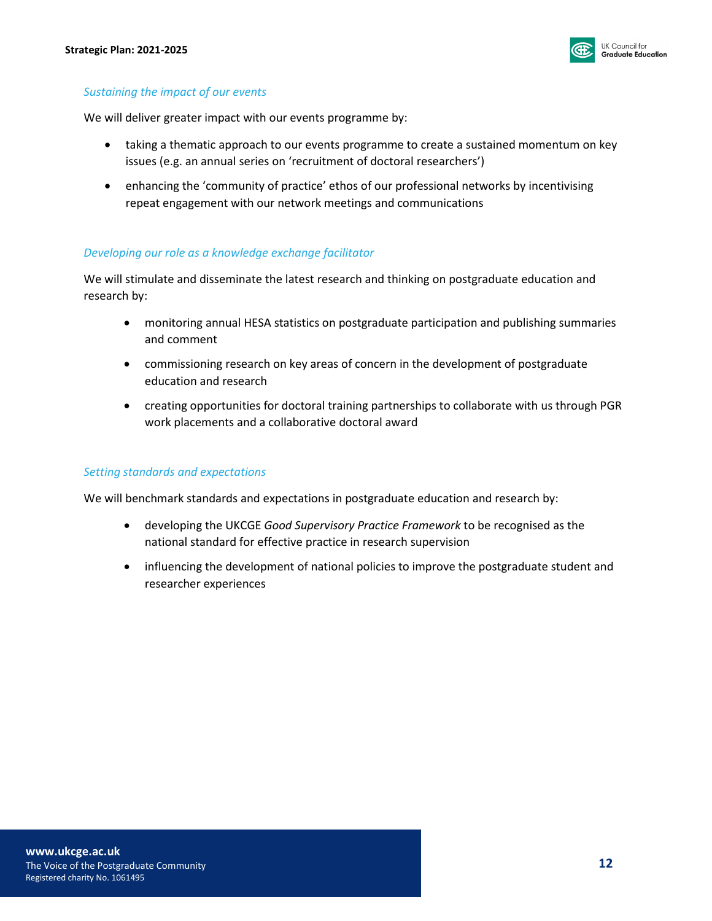*Sustaining the impact of our events*

We will deliver greater impact with our events programme by:

- taking a thematic approach to our events programme to create a sustained momentum on key issues (e.g. an annual series on 'recruitment of doctoral researchers')
- enhancing the 'community of practice' ethos of our professional networks by incentivising repeat engagement with our network meetings and communications

*Developing our role as a knowledge exchange facilitator*

We will stimulate and disseminate the latest research and thinking on postgraduate education and research by:

- monitoring annual HESA statistics on postgraduate participation and publishing summaries and comment
- commissioning research on key areas of concern in the development of postgraduate education and research
- creating opportunities for doctoral training partnerships to collaborate with us through PGR work placements and a collaborative doctoral award

*Setting standards and expectations*

We will benchmark standards and expectations in postgraduate education and research by:

- developing the UKCGE *Good Supervisory Practice Framework* to be recognised as the national standard for effective practice in research supervision
- influencing the development of national policies to improve the postgraduate student and researcher experiences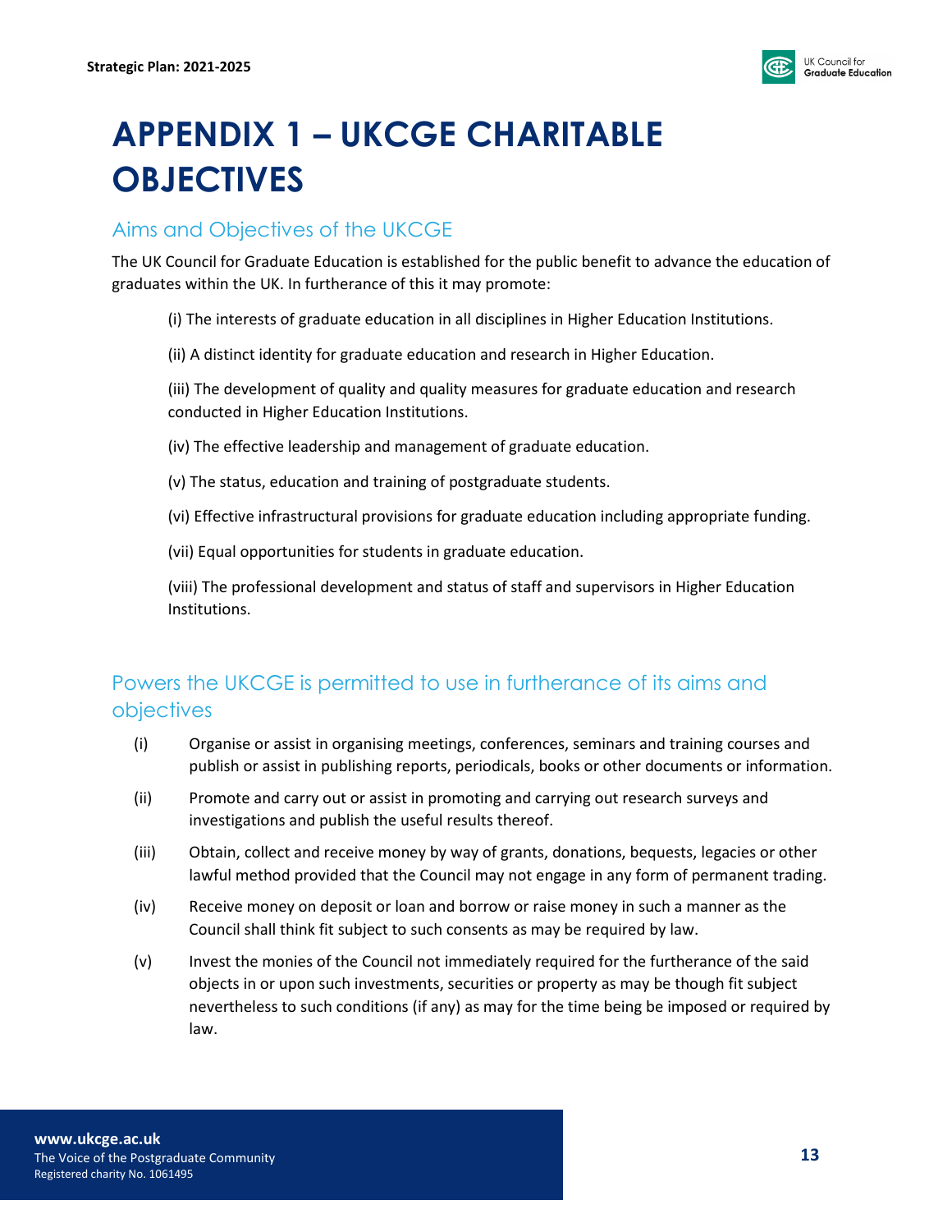# APPENDIX 1 – UKCGE CHARITABLE OBJECTIVES

## Aims and Objectives of the UKCGE

The UK Council for Graduate Education is established for the public benefit to advance the education of graduates within the UK. In furtherance of this it may promote:

(i) The interests of graduate education in all disciplines in Higher Education Institutions.

(ii) A distinct identity for graduate education and research in Higher Education.

(iii) The development of quality and quality measures for graduate education and research conducted in Higher Education Institutions.

(iv) The effective leadership and management of graduate education.

(v) The status, education and training of postgraduate students.

(vi) Effective infrastructural provisions for graduate education including appropriate funding.

(vii) Equal opportunities for students in graduate education.

(viii) The professional development and status of staff and supervisors in Higher Education Institutions.

## Powers the UKCGE is permitted to use in furtherance of its aims and objectives

(i) Organise or assist in organising meetings, conferences, seminars and training courses and publish or assist in publishing reports, periodicals, books or other documents or information.

(ii) Promote and carry out or assist in promoting and carrying out research surveys and investigations and publish the useful results thereof.

(iii) Obtain, collect and receive money by way of grants, donations, bequests, legacies or other lawful method provided that the Council may not engage in any form of permanent trading.

(iv) Receive money on deposit or loan and borrow or raise money in such a manner as the Council shall think fit subject to such consents as may be required by law.

(v) Invest the monies of the Council not immediately required for the furtherance of the said objects in or upon such investments, securities or property as may be though fit subject nevertheless to such conditions (if any) as may for the time being be imposed or required by law.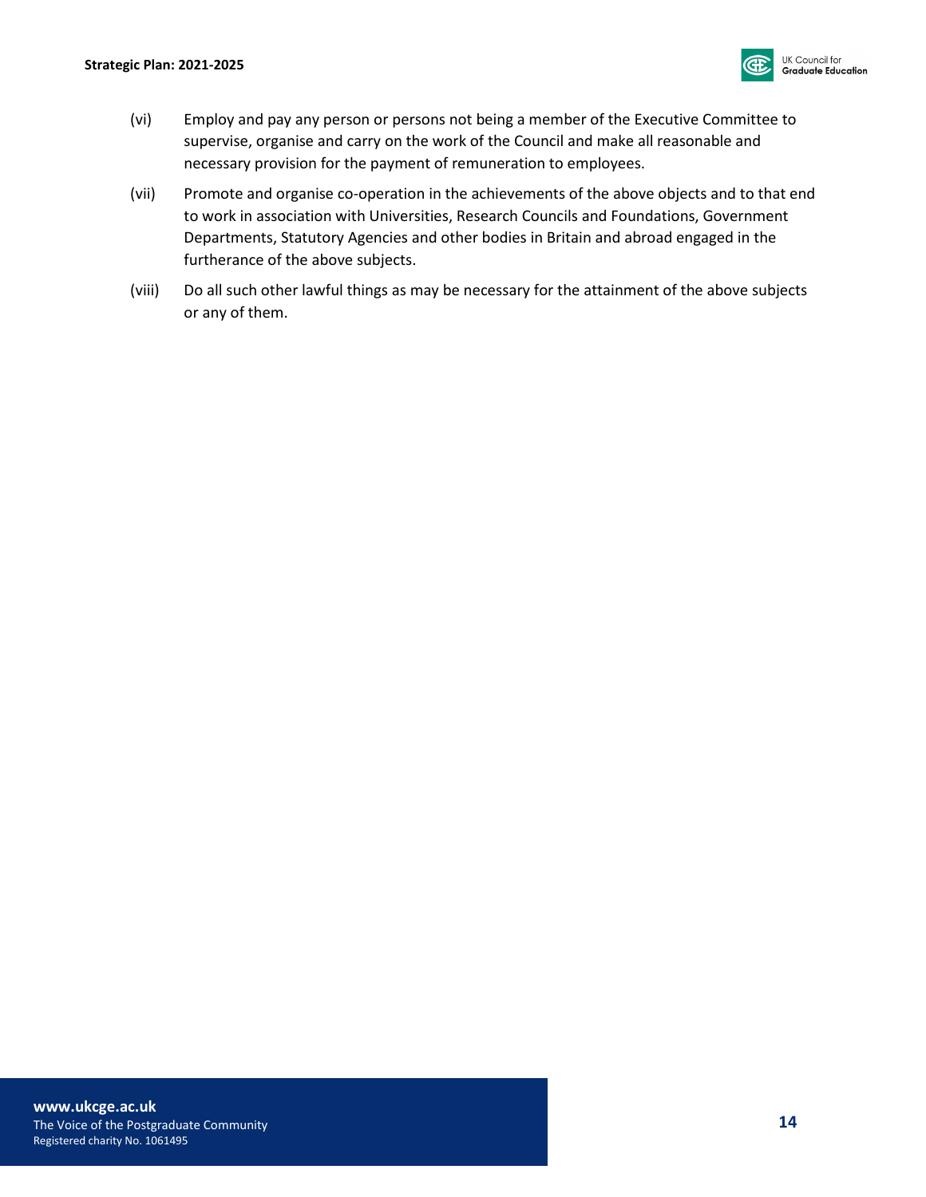(vi) Employ and pay any person or persons not being a member of the Executive Committee to supervise, organise and carry on the work of the Council and make all reasonable and necessary provision for the payment of remuneration to employees.

(vii) Promote and organise co-operation in the achievements of the above objects and to that end to work in association with Universities, Research Councils and Foundations, Government Departments, Statutory Agencies and other bodies in Britain and abroad engaged in the furtherance of the above subjects.

(viii) Do all such other lawful things as may be necessary for the attainment of the above subjects or any of them.